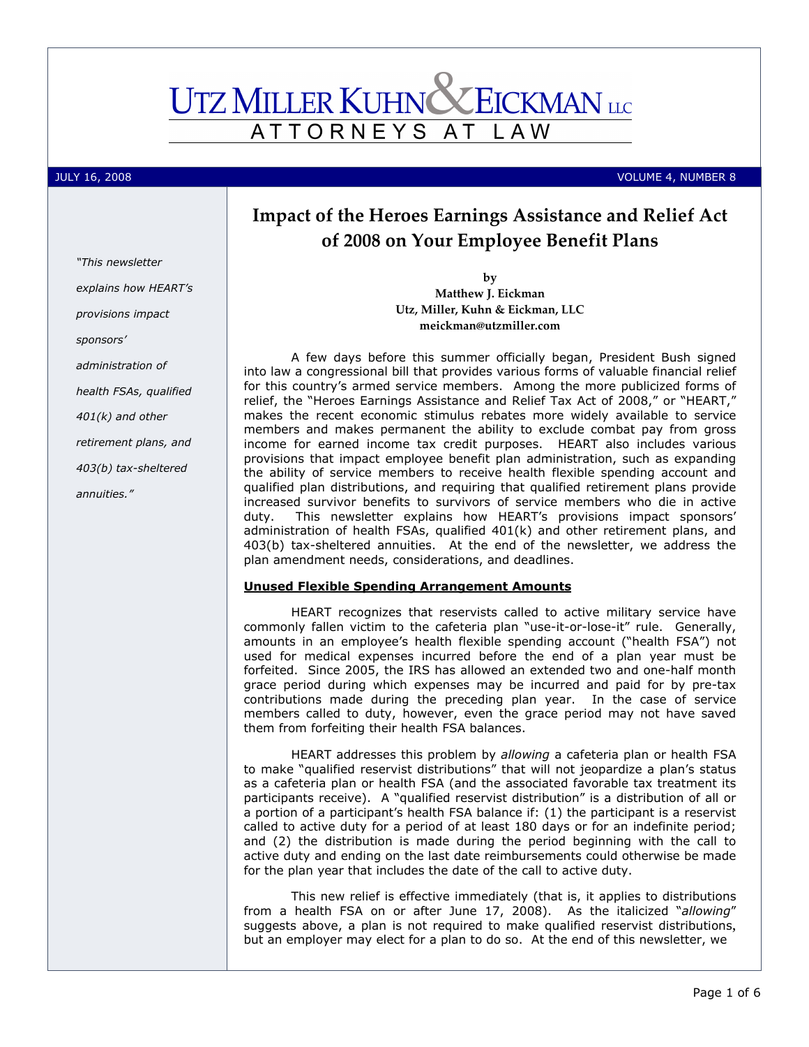# UTZ MILLER KUHN & EICKMAN LLC

ATTORNEYS AT LAW

JULY 16, 2008 — VOLUME 4, NUMBER 8

*"This newsletter explains how HEART's provisions impact sponsors' administration of health FSAs, qualified 401(k) and other retirement plans, and 403(b) tax-sheltered annuities."*

## Impact of the Heroes Earnings Assistance and Relief Act of 2008 on Your Employee Benefit Plans

**by**
**Matthew J. Eickman**
**Utz, Miller, Kuhn & Eickman, LLC**
**meickman@utzmiller.com**

A few days before this summer officially began, President Bush signed into law a congressional bill that provides various forms of valuable financial relief for this country's armed service members. Among the more publicized forms of relief, the "Heroes Earnings Assistance and Relief Tax Act of 2008," or "HEART," makes the recent economic stimulus rebates more widely available to service members and makes permanent the ability to exclude combat pay from gross income for earned income tax credit purposes. HEART also includes various provisions that impact employee benefit plan administration, such as expanding the ability of service members to receive health flexible spending account and qualified plan distributions, and requiring that qualified retirement plans provide increased survivor benefits to survivors of service members who die in active duty. This newsletter explains how HEART's provisions impact sponsors' administration of health FSAs, qualified 401(k) and other retirement plans, and 403(b) tax-sheltered annuities. At the end of the newsletter, we address the plan amendment needs, considerations, and deadlines.

### Unused Flexible Spending Arrangement Amounts

HEART recognizes that reservists called to active military service have commonly fallen victim to the cafeteria plan "use-it-or-lose-it" rule. Generally, amounts in an employee's health flexible spending account ("health FSA") not used for medical expenses incurred before the end of a plan year must be forfeited. Since 2005, the IRS has allowed an extended two and one-half month grace period during which expenses may be incurred and paid for by pre-tax contributions made during the preceding plan year. In the case of service members called to duty, however, even the grace period may not have saved them from forfeiting their health FSA balances.

HEART addresses this problem by *allowing* a cafeteria plan or health FSA to make "qualified reservist distributions" that will not jeopardize a plan's status as a cafeteria plan or health FSA (and the associated favorable tax treatment its participants receive). A "qualified reservist distribution" is a distribution of all or a portion of a participant's health FSA balance if: (1) the participant is a reservist called to active duty for a period of at least 180 days or for an indefinite period; and (2) the distribution is made during the period beginning with the call to active duty and ending on the last date reimbursements could otherwise be made for the plan year that includes the date of the call to active duty.

This new relief is effective immediately (that is, it applies to distributions from a health FSA on or after June 17, 2008). As the italicized "*allowing*" suggests above, a plan is not required to make qualified reservist distributions, but an employer may elect for a plan to do so. At the end of this newsletter, we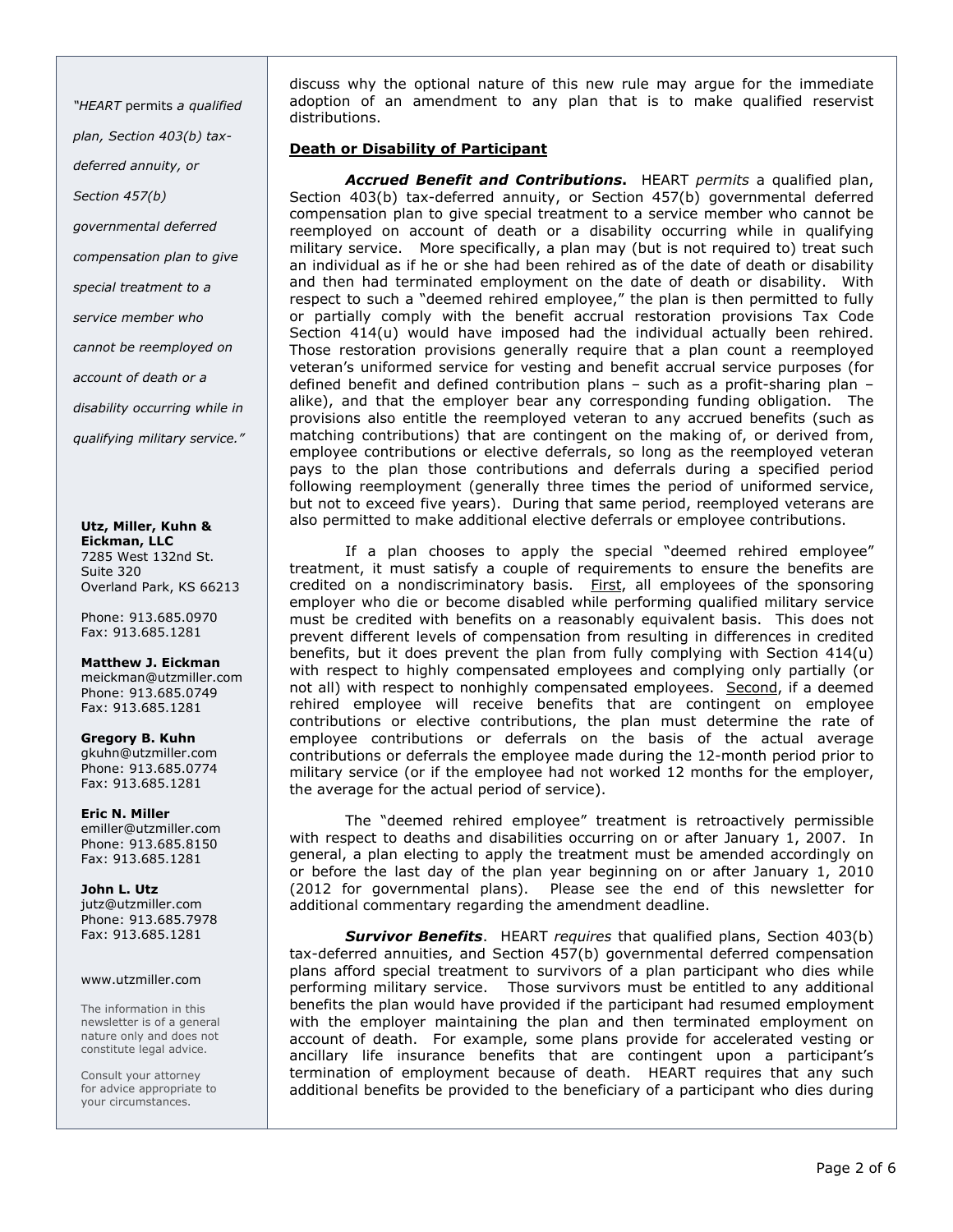discuss why the optional nature of this new rule may argue for the immediate adoption of an amendment to any plan that is to make qualified reservist distributions.

## Death or Disability of Participant

***Accrued Benefit and Contributions*.** HEART *permits* a qualified plan, Section 403(b) tax-deferred annuity, or Section 457(b) governmental deferred compensation plan to give special treatment to a service member who cannot be reemployed on account of death or a disability occurring while in qualifying military service. More specifically, a plan may (but is not required to) treat such an individual as if he or she had been rehired as of the date of death or disability and then had terminated employment on the date of death or disability. With respect to such a "deemed rehired employee," the plan is then permitted to fully or partially comply with the benefit accrual restoration provisions Tax Code Section 414(u) would have imposed had the individual actually been rehired. Those restoration provisions generally require that a plan count a reemployed veteran's uniformed service for vesting and benefit accrual service purposes (for defined benefit and defined contribution plans – such as a profit-sharing plan – alike), and that the employer bear any corresponding funding obligation. The provisions also entitle the reemployed veteran to any accrued benefits (such as matching contributions) that are contingent on the making of, or derived from, employee contributions or elective deferrals, so long as the reemployed veteran pays to the plan those contributions and deferrals during a specified period following reemployment (generally three times the period of uniformed service, but not to exceed five years). During that same period, reemployed veterans are also permitted to make additional elective deferrals or employee contributions.

If a plan chooses to apply the special "deemed rehired employee" treatment, it must satisfy a couple of requirements to ensure the benefits are credited on a nondiscriminatory basis. First, all employees of the sponsoring employer who die or become disabled while performing qualified military service must be credited with benefits on a reasonably equivalent basis. This does not prevent different levels of compensation from resulting in differences in credited benefits, but it does prevent the plan from fully complying with Section 414(u) with respect to highly compensated employees and complying only partially (or not all) with respect to nonhighly compensated employees. Second, if a deemed rehired employee will receive benefits that are contingent on employee contributions or elective contributions, the plan must determine the rate of employee contributions or deferrals on the basis of the actual average contributions or deferrals the employee made during the 12-month period prior to military service (or if the employee had not worked 12 months for the employer, the average for the actual period of service).

The "deemed rehired employee" treatment is retroactively permissible with respect to deaths and disabilities occurring on or after January 1, 2007. In general, a plan electing to apply the treatment must be amended accordingly on or before the last day of the plan year beginning on or after January 1, 2010 (2012 for governmental plans). Please see the end of this newsletter for additional commentary regarding the amendment deadline.

***Survivor Benefits*.** HEART *requires* that qualified plans, Section 403(b) tax-deferred annuities, and Section 457(b) governmental deferred compensation plans afford special treatment to survivors of a plan participant who dies while performing military service. Those survivors must be entitled to any additional benefits the plan would have provided if the participant had resumed employment with the employer maintaining the plan and then terminated employment on account of death. For example, some plans provide for accelerated vesting or ancillary life insurance benefits that are contingent upon a participant's termination of employment because of death. HEART requires that any such additional benefits be provided to the beneficiary of a participant who dies during

*"HEART permits a qualified plan, Section 403(b) tax-deferred annuity, or Section 457(b) governmental deferred compensation plan to give special treatment to a service member who cannot be reemployed on account of death or a disability occurring while in qualifying military service."*

**Utz, Miller, Kuhn & Eickman, LLC**
7285 West 132nd St.
Suite 320
Overland Park, KS 66213

Phone: 913.685.0970
Fax: 913.685.1281

**Matthew J. Eickman**
meickman@utzmiller.com
Phone: 913.685.0749
Fax: 913.685.1281

**Gregory B. Kuhn**
gkuhn@utzmiller.com
Phone: 913.685.0774
Fax: 913.685.1281

**Eric N. Miller**
emiller@utzmiller.com
Phone: 913.685.8150
Fax: 913.685.1281

**John L. Utz**
jutz@utzmiller.com
Phone: 913.685.7978
Fax: 913.685.1281

www.utzmiller.com

The information in this newsletter is of a general nature only and does not constitute legal advice.

Consult your attorney for advice appropriate to your circumstances.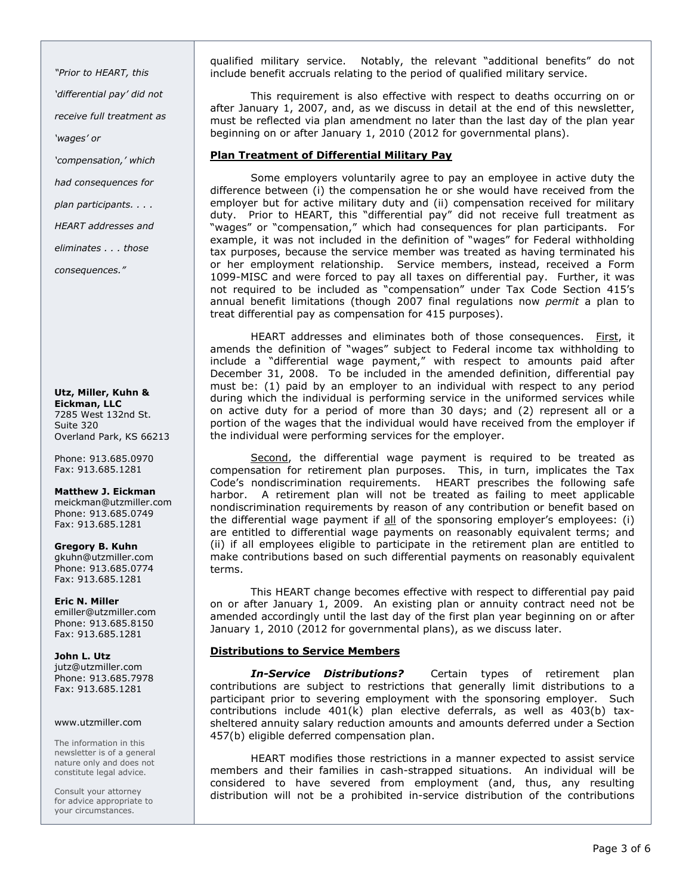qualified military service. Notably, the relevant "additional benefits" do not include benefit accruals relating to the period of qualified military service.

This requirement is also effective with respect to deaths occurring on or after January 1, 2007, and, as we discuss in detail at the end of this newsletter, must be reflected via plan amendment no later than the last day of the plan year beginning on or after January 1, 2010 (2012 for governmental plans).

**Plan Treatment of Differential Military Pay**

Some employers voluntarily agree to pay an employee in active duty the difference between (i) the compensation he or she would have received from the employer but for active military duty and (ii) compensation received for military duty. Prior to HEART, this "differential pay" did not receive full treatment as "wages" or "compensation," which had consequences for plan participants. For example, it was not included in the definition of "wages" for Federal withholding tax purposes, because the service member was treated as having terminated his or her employment relationship. Service members, instead, received a Form 1099-MISC and were forced to pay all taxes on differential pay. Further, it was not required to be included as "compensation" under Tax Code Section 415's annual benefit limitations (though 2007 final regulations now *permit* a plan to treat differential pay as compensation for 415 purposes).

HEART addresses and eliminates both of those consequences. First, it amends the definition of "wages" subject to Federal income tax withholding to include a "differential wage payment," with respect to amounts paid after December 31, 2008. To be included in the amended definition, differential pay must be: (1) paid by an employer to an individual with respect to any period during which the individual is performing service in the uniformed services while on active duty for a period of more than 30 days; and (2) represent all or a portion of the wages that the individual would have received from the employer if the individual were performing services for the employer.

Second, the differential wage payment is required to be treated as compensation for retirement plan purposes. This, in turn, implicates the Tax Code's nondiscrimination requirements. HEART prescribes the following safe harbor. A retirement plan will not be treated as failing to meet applicable nondiscrimination requirements by reason of any contribution or benefit based on the differential wage payment if all of the sponsoring employer's employees: (i) are entitled to differential wage payments on reasonably equivalent terms; and (ii) if all employees eligible to participate in the retirement plan are entitled to make contributions based on such differential payments on reasonably equivalent terms.

This HEART change becomes effective with respect to differential pay paid on or after January 1, 2009. An existing plan or annuity contract need not be amended accordingly until the last day of the first plan year beginning on or after January 1, 2010 (2012 for governmental plans), as we discuss later.

**Distributions to Service Members**

***In-Service Distributions?*** Certain types of retirement plan contributions are subject to restrictions that generally limit distributions to a participant prior to severing employment with the sponsoring employer. Such contributions include 401(k) plan elective deferrals, as well as 403(b) tax-sheltered annuity salary reduction amounts and amounts deferred under a Section 457(b) eligible deferred compensation plan.

HEART modifies those restrictions in a manner expected to assist service members and their families in cash-strapped situations. An individual will be considered to have severed from employment (and, thus, any resulting distribution will not be a prohibited in-service distribution of the contributions

*"Prior to HEART, this 'differential pay' did not receive full treatment as 'wages' or 'compensation,' which had consequences for plan participants. . . . HEART addresses and eliminates . . . those consequences."*

**Utz, Miller, Kuhn & Eickman, LLC**
7285 West 132nd St.
Suite 320
Overland Park, KS 66213

Phone: 913.685.0970
Fax: 913.685.1281

**Matthew J. Eickman**
meickman@utzmiller.com
Phone: 913.685.0749
Fax: 913.685.1281

**Gregory B. Kuhn**
gkuhn@utzmiller.com
Phone: 913.685.0774
Fax: 913.685.1281

**Eric N. Miller**
emiller@utzmiller.com
Phone: 913.685.8150
Fax: 913.685.1281

**John L. Utz**
jutz@utzmiller.com
Phone: 913.685.7978
Fax: 913.685.1281

www.utzmiller.com

The information in this newsletter is of a general nature only and does not constitute legal advice.

Consult your attorney for advice appropriate to your circumstances.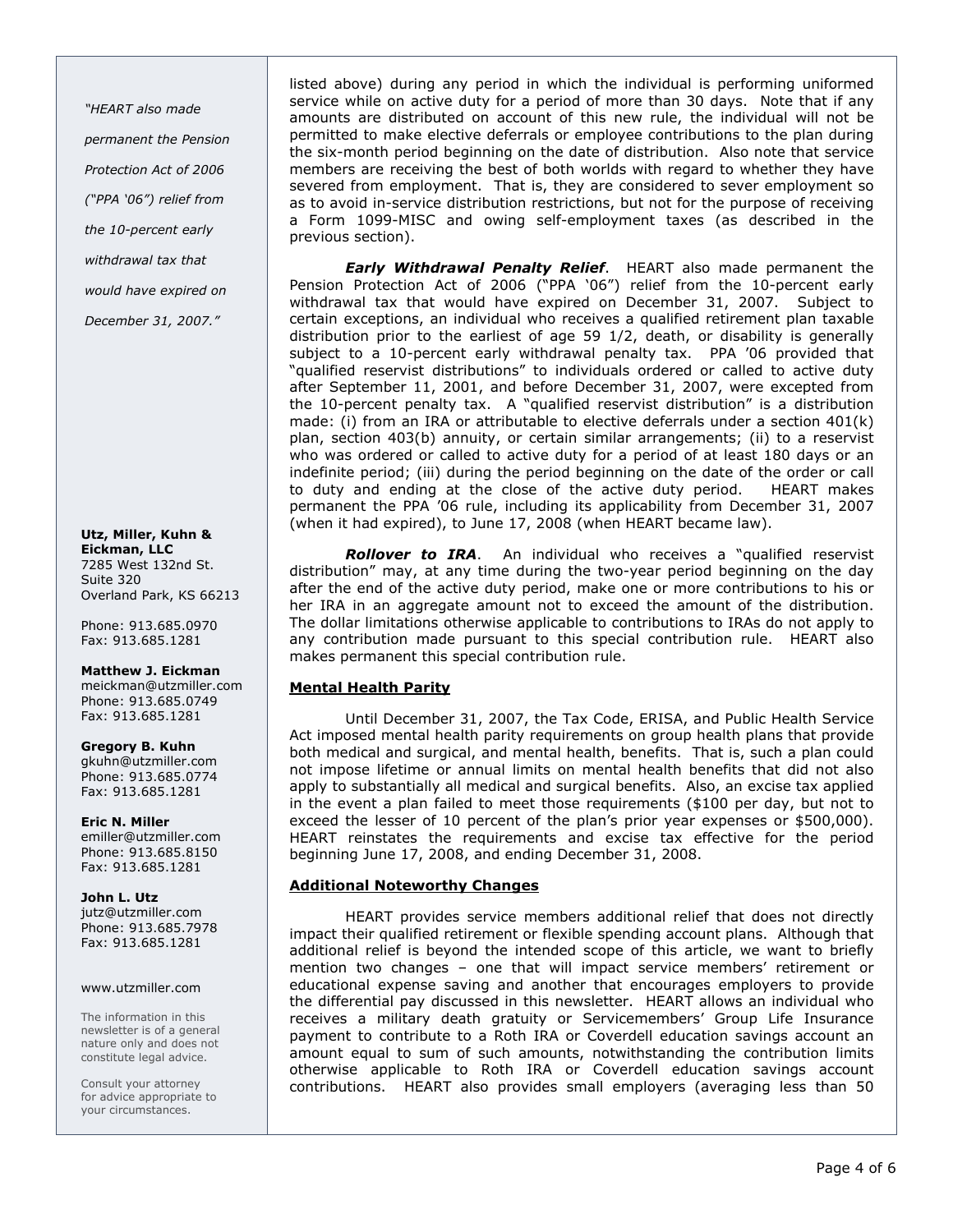"HEART also made permanent the Pension Protection Act of 2006 ("PPA '06") relief from the 10-percent early withdrawal tax that would have expired on December 31, 2007."

listed above) during any period in which the individual is performing uniformed service while on active duty for a period of more than 30 days. Note that if any amounts are distributed on account of this new rule, the individual will not be permitted to make elective deferrals or employee contributions to the plan during the six-month period beginning on the date of distribution. Also note that service members are receiving the best of both worlds with regard to whether they have severed from employment. That is, they are considered to sever employment so as to avoid in-service distribution restrictions, but not for the purpose of receiving a Form 1099-MISC and owing self-employment taxes (as described in the previous section).

***Early Withdrawal Penalty Relief***. HEART also made permanent the Pension Protection Act of 2006 ("PPA '06") relief from the 10-percent early withdrawal tax that would have expired on December 31, 2007. Subject to certain exceptions, an individual who receives a qualified retirement plan taxable distribution prior to the earliest of age 59 1/2, death, or disability is generally subject to a 10-percent early withdrawal penalty tax. PPA '06 provided that "qualified reservist distributions" to individuals ordered or called to active duty after September 11, 2001, and before December 31, 2007, were excepted from the 10-percent penalty tax. A "qualified reservist distribution" is a distribution made: (i) from an IRA or attributable to elective deferrals under a section 401(k) plan, section 403(b) annuity, or certain similar arrangements; (ii) to a reservist who was ordered or called to active duty for a period of at least 180 days or an indefinite period; (iii) during the period beginning on the date of the order or call to duty and ending at the close of the active duty period. HEART makes permanent the PPA '06 rule, including its applicability from December 31, 2007 (when it had expired), to June 17, 2008 (when HEART became law).

***Rollover to IRA***. An individual who receives a "qualified reservist distribution" may, at any time during the two-year period beginning on the day after the end of the active duty period, make one or more contributions to his or her IRA in an aggregate amount not to exceed the amount of the distribution. The dollar limitations otherwise applicable to contributions to IRAs do not apply to any contribution made pursuant to this special contribution rule. HEART also makes permanent this special contribution rule.

## Mental Health Parity

Until December 31, 2007, the Tax Code, ERISA, and Public Health Service Act imposed mental health parity requirements on group health plans that provide both medical and surgical, and mental health, benefits. That is, such a plan could not impose lifetime or annual limits on mental health benefits that did not also apply to substantially all medical and surgical benefits. Also, an excise tax applied in the event a plan failed to meet those requirements ($100 per day, but not to exceed the lesser of 10 percent of the plan's prior year expenses or $500,000). HEART reinstates the requirements and excise tax effective for the period beginning June 17, 2008, and ending December 31, 2008.

## Additional Noteworthy Changes

HEART provides service members additional relief that does not directly impact their qualified retirement or flexible spending account plans. Although that additional relief is beyond the intended scope of this article, we want to briefly mention two changes – one that will impact service members' retirement or educational expense saving and another that encourages employers to provide the differential pay discussed in this newsletter. HEART allows an individual who receives a military death gratuity or Servicemembers' Group Life Insurance payment to contribute to a Roth IRA or Coverdell education savings account an amount equal to sum of such amounts, notwithstanding the contribution limits otherwise applicable to Roth IRA or Coverdell education savings account contributions. HEART also provides small employers (averaging less than 50

**Utz, Miller, Kuhn & Eickman, LLC**
7285 West 132nd St.
Suite 320
Overland Park, KS 66213

Phone: 913.685.0970
Fax: 913.685.1281

**Matthew J. Eickman**
meickman@utzmiller.com
Phone: 913.685.0749
Fax: 913.685.1281

**Gregory B. Kuhn**
gkuhn@utzmiller.com
Phone: 913.685.0774
Fax: 913.685.1281

**Eric N. Miller**
emiller@utzmiller.com
Phone: 913.685.8150
Fax: 913.685.1281

**John L. Utz**
jutz@utzmiller.com
Phone: 913.685.7978
Fax: 913.685.1281

www.utzmiller.com

The information in this newsletter is of a general nature only and does not constitute legal advice.

Consult your attorney for advice appropriate to your circumstances.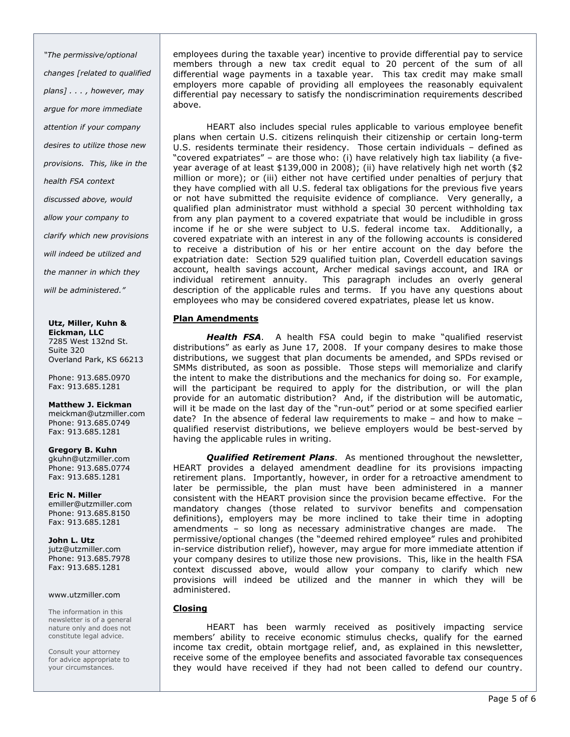*"The permissive/optional changes [related to qualified plans] . . . , however, may argue for more immediate attention if your company desires to utilize those new provisions. This, like in the health FSA context discussed above, would allow your company to clarify which new provisions will indeed be utilized and the manner in which they will be administered."*

employees during the taxable year) incentive to provide differential pay to service members through a new tax credit equal to 20 percent of the sum of all differential wage payments in a taxable year. This tax credit may make small employers more capable of providing all employees the reasonably equivalent differential pay necessary to satisfy the nondiscrimination requirements described above.

HEART also includes special rules applicable to various employee benefit plans when certain U.S. citizens relinquish their citizenship or certain long-term U.S. residents terminate their residency. Those certain individuals – defined as "covered expatriates" – are those who: (i) have relatively high tax liability (a five-year average of at least $139,000 in 2008); (ii) have relatively high net worth ($2 million or more); or (iii) either not have certified under penalties of perjury that they have complied with all U.S. federal tax obligations for the previous five years or not have submitted the requisite evidence of compliance. Very generally, a qualified plan administrator must withhold a special 30 percent withholding tax from any plan payment to a covered expatriate that would be includible in gross income if he or she were subject to U.S. federal income tax. Additionally, a covered expatriate with an interest in any of the following accounts is considered to receive a distribution of his or her entire account on the day before the expatriation date: Section 529 qualified tuition plan, Coverdell education savings account, health savings account, Archer medical savings account, and IRA or individual retirement annuity. This paragraph includes an overly general description of the applicable rules and terms. If you have any questions about employees who may be considered covered expatriates, please let us know.

## Plan Amendments

***Health FSA***. A health FSA could begin to make "qualified reservist distributions" as early as June 17, 2008. If your company desires to make those distributions, we suggest that plan documents be amended, and SPDs revised or SMMs distributed, as soon as possible. Those steps will memorialize and clarify the intent to make the distributions and the mechanics for doing so. For example, will the participant be required to apply for the distribution, or will the plan provide for an automatic distribution? And, if the distribution will be automatic, will it be made on the last day of the "run-out" period or at some specified earlier date? In the absence of federal law requirements to make – and how to make – qualified reservist distributions, we believe employers would be best-served by having the applicable rules in writing.

***Qualified Retirement Plans***. As mentioned throughout the newsletter, HEART provides a delayed amendment deadline for its provisions impacting retirement plans. Importantly, however, in order for a retroactive amendment to later be permissible, the plan must have been administered in a manner consistent with the HEART provision since the provision became effective. For the mandatory changes (those related to survivor benefits and compensation definitions), employers may be more inclined to take their time in adopting amendments – so long as necessary administrative changes are made. The permissive/optional changes (the "deemed rehired employee" rules and prohibited in-service distribution relief), however, may argue for more immediate attention if your company desires to utilize those new provisions. This, like in the health FSA context discussed above, would allow your company to clarify which new provisions will indeed be utilized and the manner in which they will be administered.

## Closing

HEART has been warmly received as positively impacting service members' ability to receive economic stimulus checks, qualify for the earned income tax credit, obtain mortgage relief, and, as explained in this newsletter, receive some of the employee benefits and associated favorable tax consequences they would have received if they had not been called to defend our country.

**Utz, Miller, Kuhn & Eickman, LLC**
7285 West 132nd St.
Suite 320
Overland Park, KS 66213

Phone: 913.685.0970
Fax: 913.685.1281

**Matthew J. Eickman**
meickman@utzmiller.com
Phone: 913.685.0749
Fax: 913.685.1281

**Gregory B. Kuhn**
gkuhn@utzmiller.com
Phone: 913.685.0774
Fax: 913.685.1281

**Eric N. Miller**
emiller@utzmiller.com
Phone: 913.685.8150
Fax: 913.685.1281

**John L. Utz**
jutz@utzmiller.com
Phone: 913.685.7978
Fax: 913.685.1281

www.utzmiller.com

The information in this newsletter is of a general nature only and does not constitute legal advice.

Consult your attorney for advice appropriate to your circumstances.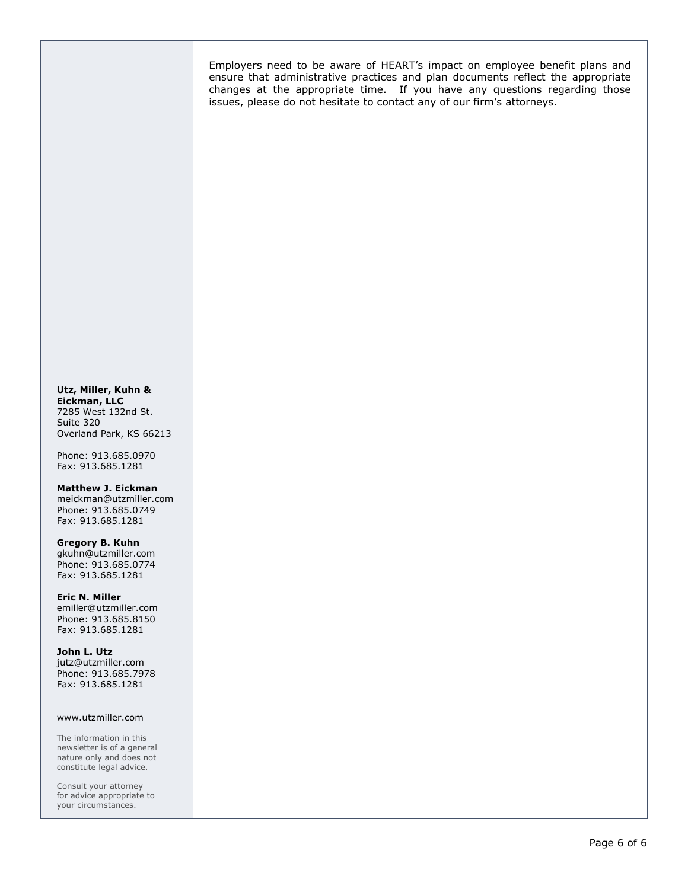Employers need to be aware of HEART's impact on employee benefit plans and ensure that administrative practices and plan documents reflect the appropriate changes at the appropriate time. If you have any questions regarding those issues, please do not hesitate to contact any of our firm's attorneys.

**Utz, Miller, Kuhn & Eickman, LLC**
7285 West 132nd St.
Suite 320
Overland Park, KS 66213

Phone: 913.685.0970
Fax: 913.685.1281

**Matthew J. Eickman**
meickman@utzmiller.com
Phone: 913.685.0749
Fax: 913.685.1281

**Gregory B. Kuhn**
gkuhn@utzmiller.com
Phone: 913.685.0774
Fax: 913.685.1281

**Eric N. Miller**
emiller@utzmiller.com
Phone: 913.685.8150
Fax: 913.685.1281

**John L. Utz**
jutz@utzmiller.com
Phone: 913.685.7978
Fax: 913.685.1281

www.utzmiller.com

The information in this newsletter is of a general nature only and does not constitute legal advice.

Consult your attorney for advice appropriate to your circumstances.